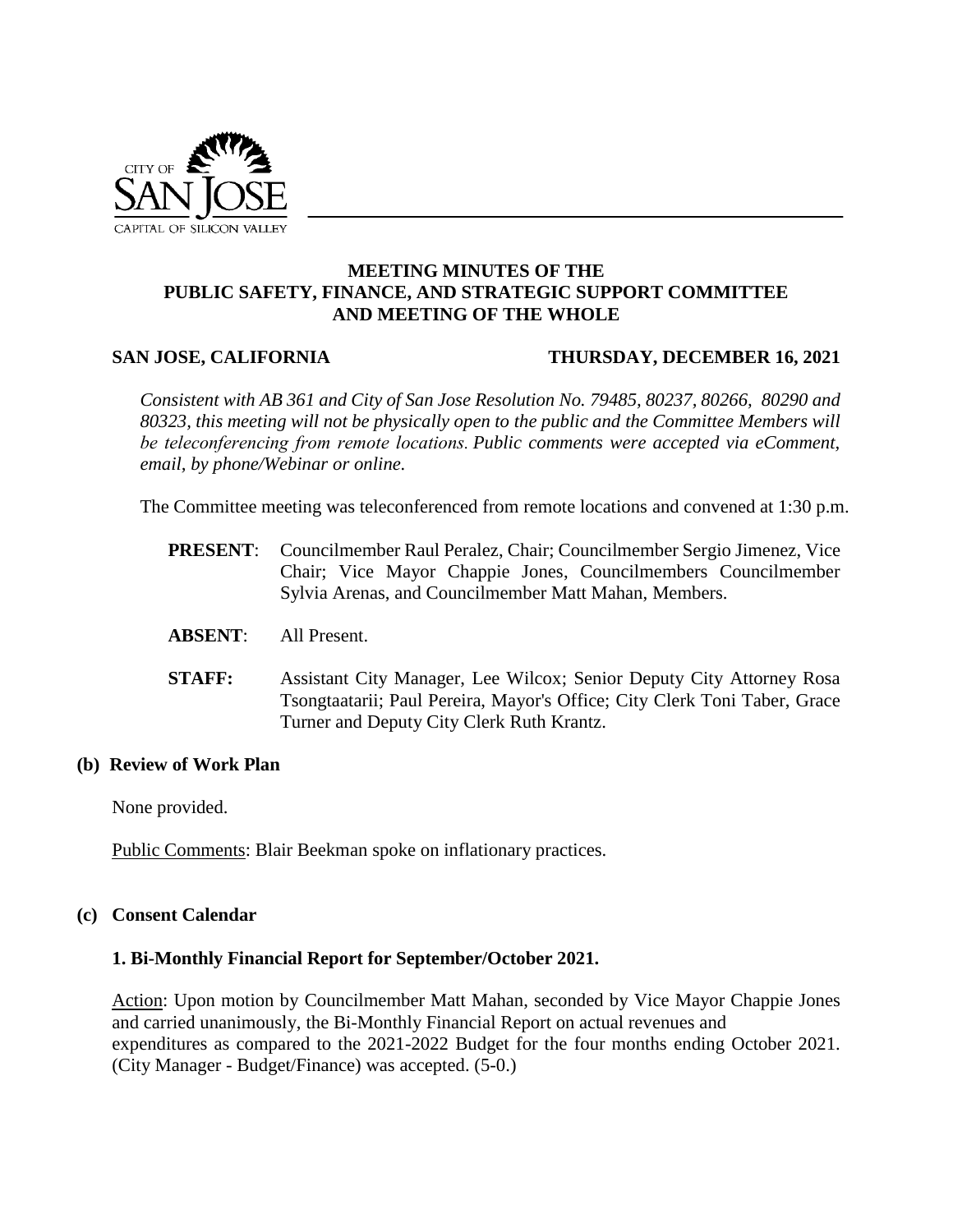# MEETING MINUTES OF THE PUBLIC SAFETY, FINANCE, AND STRATEGIC SUPPORT COMMITTEE AND MEETING OF THE WHOLE

**SAN JOSE, CALIFORNIA** **THURSDAY, DECEMBER 16, 2021**

*Consistent with AB 361 and City of San Jose Resolution No. 79485, 80237, 80266, 80290 and 80323, this meeting will not be physically open to the public and the Committee Members will be teleconferencing from remote locations. Public comments were accepted via eComment, email, by phone/Webinar or online.*

The Committee meeting was teleconferenced from remote locations and convened at 1:30 p.m.

**PRESENT**: Councilmember Raul Peralez, Chair; Councilmember Sergio Jimenez, Vice Chair; Vice Mayor Chappie Jones, Councilmembers Councilmember Sylvia Arenas, and Councilmember Matt Mahan, Members.

**ABSENT**: All Present.

**STAFF:** Assistant City Manager, Lee Wilcox; Senior Deputy City Attorney Rosa Tsongtaatarii; Paul Pereira, Mayor's Office; City Clerk Toni Taber, Grace Turner and Deputy City Clerk Ruth Krantz.

## (b) Review of Work Plan

None provided.

Public Comments: Blair Beekman spoke on inflationary practices.

## (c) Consent Calendar

### 1. Bi-Monthly Financial Report for September/October 2021.

Action: Upon motion by Councilmember Matt Mahan, seconded by Vice Mayor Chappie Jones and carried unanimously, the Bi-Monthly Financial Report on actual revenues and expenditures as compared to the 2021-2022 Budget for the four months ending October 2021. (City Manager - Budget/Finance) was accepted. (5-0.)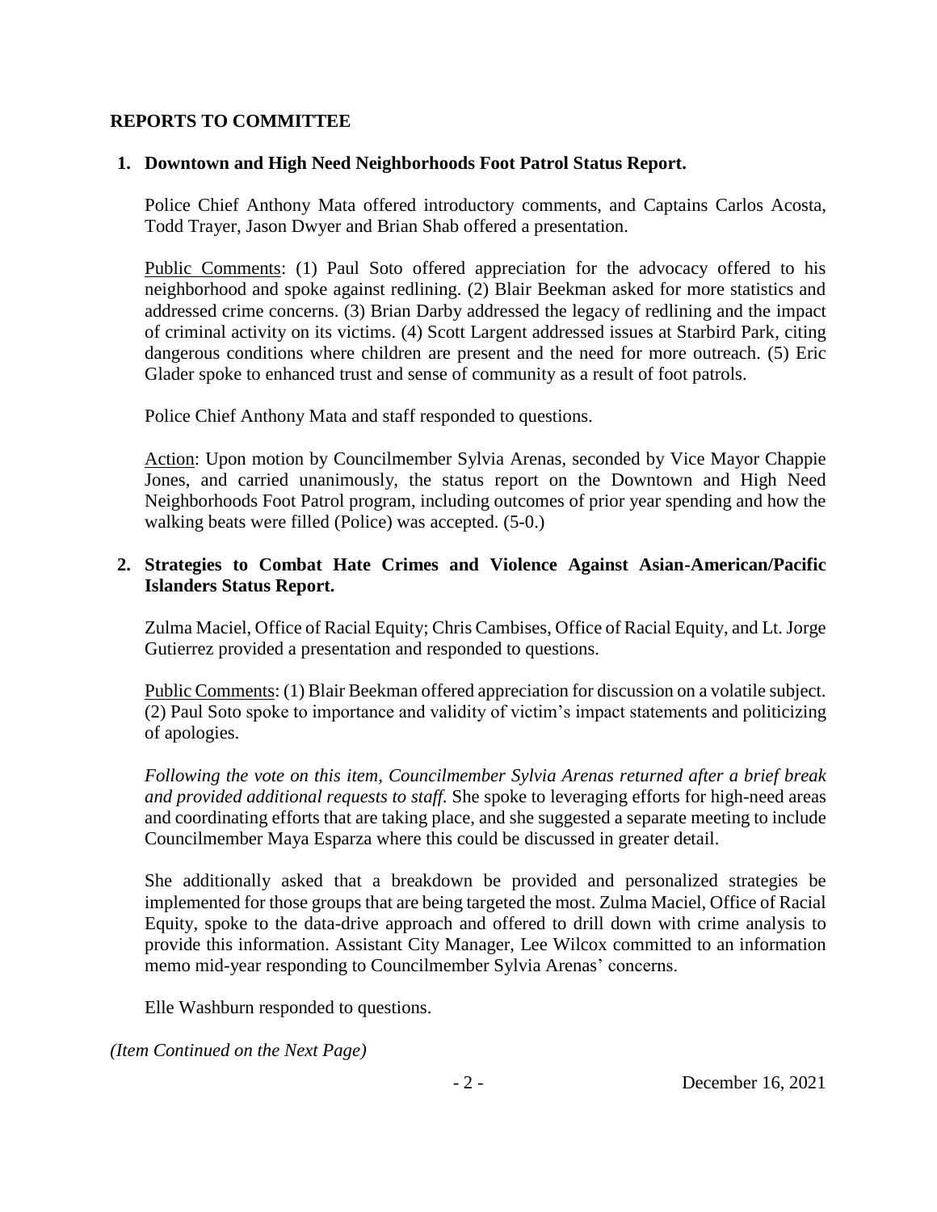## REPORTS TO COMMITTEE

**1. Downtown and High Need Neighborhoods Foot Patrol Status Report.**

Police Chief Anthony Mata offered introductory comments, and Captains Carlos Acosta, Todd Trayer, Jason Dwyer and Brian Shab offered a presentation.

Public Comments: (1) Paul Soto offered appreciation for the advocacy offered to his neighborhood and spoke against redlining. (2) Blair Beekman asked for more statistics and addressed crime concerns. (3) Brian Darby addressed the legacy of redlining and the impact of criminal activity on its victims. (4) Scott Largent addressed issues at Starbird Park, citing dangerous conditions where children are present and the need for more outreach. (5) Eric Glader spoke to enhanced trust and sense of community as a result of foot patrols.

Police Chief Anthony Mata and staff responded to questions.

Action: Upon motion by Councilmember Sylvia Arenas, seconded by Vice Mayor Chappie Jones, and carried unanimously, the status report on the Downtown and High Need Neighborhoods Foot Patrol program, including outcomes of prior year spending and how the walking beats were filled (Police) was accepted. (5-0.)

**2. Strategies to Combat Hate Crimes and Violence Against Asian-American/Pacific Islanders Status Report.**

Zulma Maciel, Office of Racial Equity; Chris Cambises, Office of Racial Equity, and Lt. Jorge Gutierrez provided a presentation and responded to questions.

Public Comments: (1) Blair Beekman offered appreciation for discussion on a volatile subject. (2) Paul Soto spoke to importance and validity of victim's impact statements and politicizing of apologies.

*Following the vote on this item, Councilmember Sylvia Arenas returned after a brief break and provided additional requests to staff.* She spoke to leveraging efforts for high-need areas and coordinating efforts that are taking place, and she suggested a separate meeting to include Councilmember Maya Esparza where this could be discussed in greater detail.

She additionally asked that a breakdown be provided and personalized strategies be implemented for those groups that are being targeted the most. Zulma Maciel, Office of Racial Equity, spoke to the data-drive approach and offered to drill down with crime analysis to provide this information. Assistant City Manager, Lee Wilcox committed to an information memo mid-year responding to Councilmember Sylvia Arenas' concerns.

Elle Washburn responded to questions.

*(Item Continued on the Next Page)*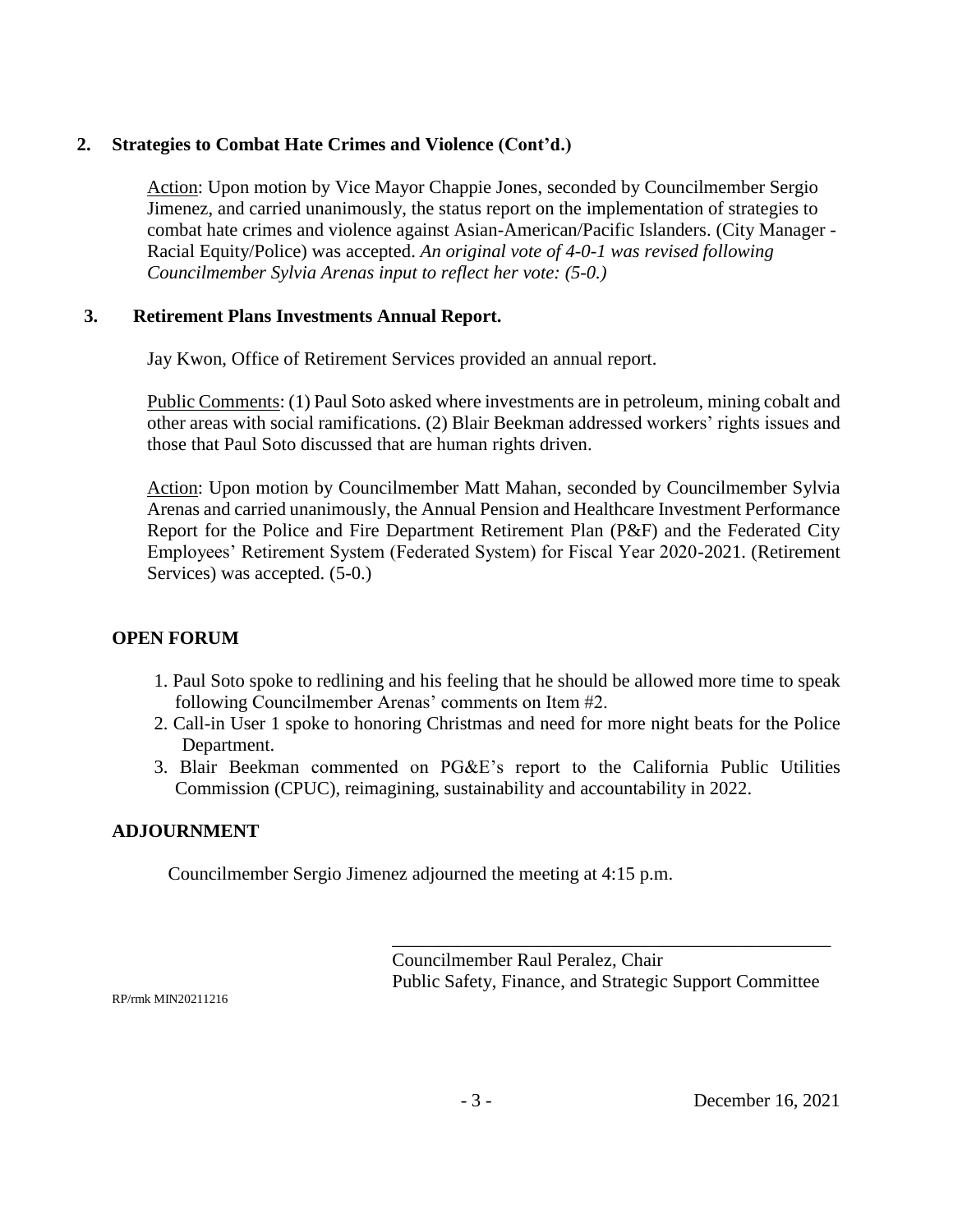**2. Strategies to Combat Hate Crimes and Violence (Cont'd.)**

Action: Upon motion by Vice Mayor Chappie Jones, seconded by Councilmember Sergio Jimenez, and carried unanimously, the status report on the implementation of strategies to combat hate crimes and violence against Asian-American/Pacific Islanders. (City Manager - Racial Equity/Police) was accepted. *An original vote of 4-0-1 was revised following Councilmember Sylvia Arenas input to reflect her vote: (5-0.)*

**3. Retirement Plans Investments Annual Report.**

Jay Kwon, Office of Retirement Services provided an annual report.

Public Comments: (1) Paul Soto asked where investments are in petroleum, mining cobalt and other areas with social ramifications. (2) Blair Beekman addressed workers' rights issues and those that Paul Soto discussed that are human rights driven.

Action: Upon motion by Councilmember Matt Mahan, seconded by Councilmember Sylvia Arenas and carried unanimously, the Annual Pension and Healthcare Investment Performance Report for the Police and Fire Department Retirement Plan (P&F) and the Federated City Employees' Retirement System (Federated System) for Fiscal Year 2020-2021. (Retirement Services) was accepted. (5-0.)

## OPEN FORUM

1. Paul Soto spoke to redlining and his feeling that he should be allowed more time to speak following Councilmember Arenas' comments on Item #2.
2. Call-in User 1 spoke to honoring Christmas and need for more night beats for the Police Department.
3. Blair Beekman commented on PG&E's report to the California Public Utilities Commission (CPUC), reimagining, sustainability and accountability in 2022.

## ADJOURNMENT

Councilmember Sergio Jimenez adjourned the meeting at 4:15 p.m.

\_\_\_\_\_\_\_\_\_\_\_\_\_\_\_\_\_\_\_\_\_\_\_\_\_\_\_\_\_\_\_\_\_\_\_\_\_\_\_\_\_\_\_\_\_\_

Councilmember Raul Peralez, Chair
Public Safety, Finance, and Strategic Support Committee

RP/rmk MIN20211216

December 16, 2021